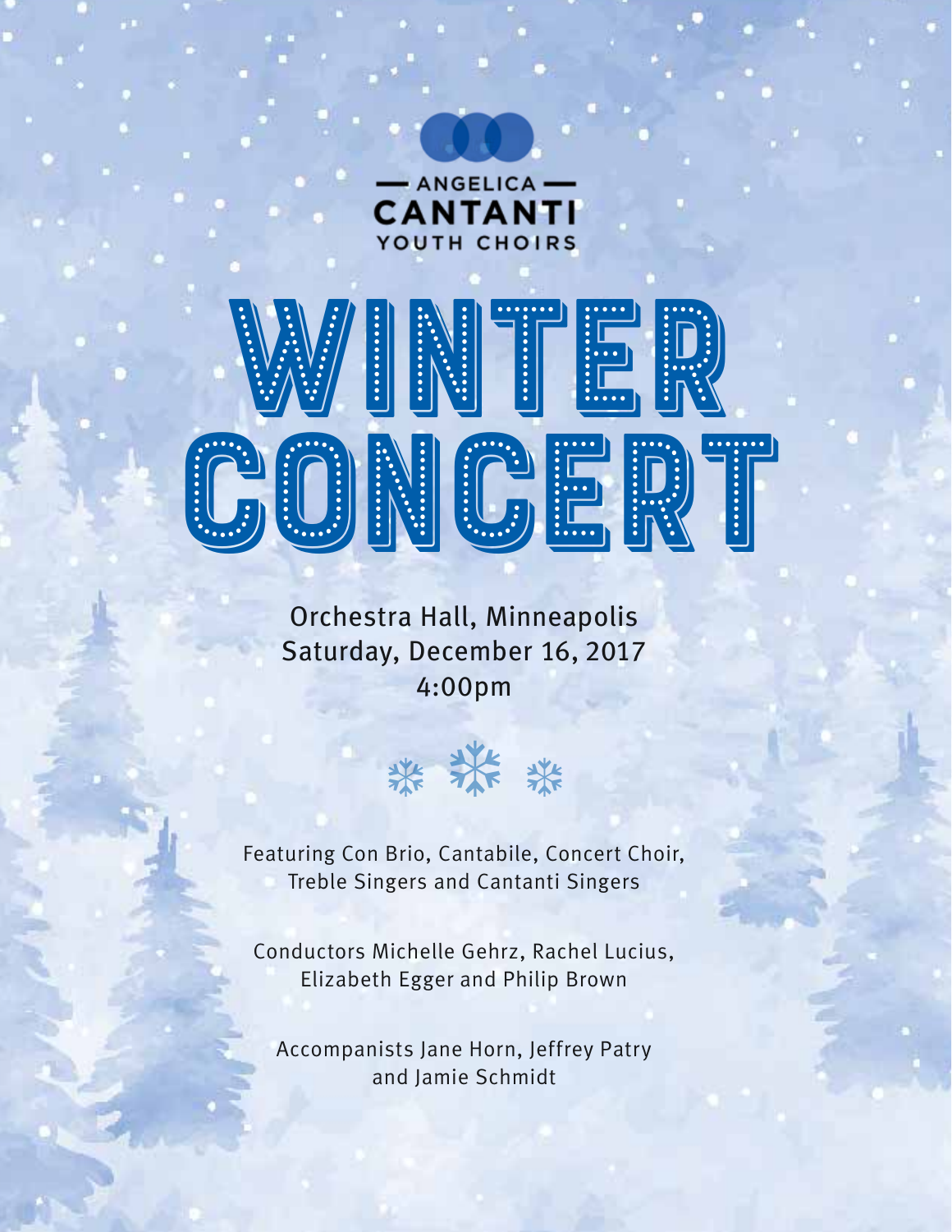ANGELICA CANTANTI YOUTH CHOIRS

# WINTER CONCERT

Orchestra Hall, Minneapolis
Saturday, December 16, 2017
4:00pm

Featuring Con Brio, Cantabile, Concert Choir, Treble Singers and Cantanti Singers

Conductors Michelle Gehrz, Rachel Lucius, Elizabeth Egger and Philip Brown

Accompanists Jane Horn, Jeffrey Patry and Jamie Schmidt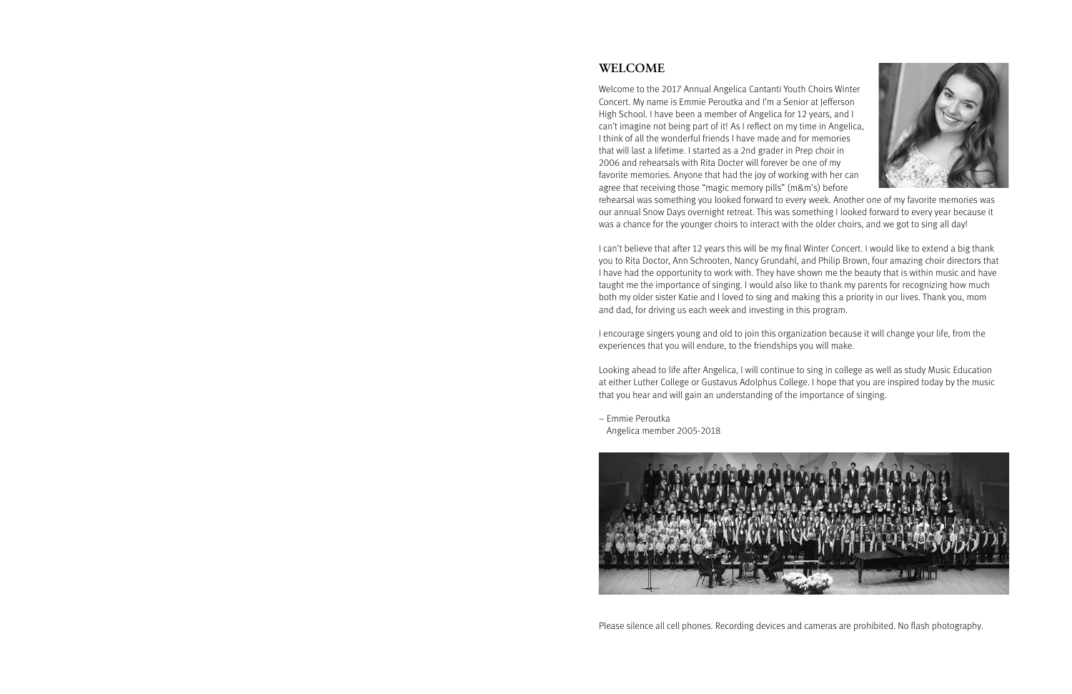## WELCOME

Welcome to the 2017 Annual Angelica Cantanti Youth Choirs Winter Concert. My name is Emmie Peroutka and I'm a Senior at Jefferson High School. I have been a member of Angelica for 12 years, and I can't imagine not being part of it! As I reflect on my time in Angelica, I think of all the wonderful friends I have made and for memories that will last a lifetime. I started as a 2nd grader in Prep choir in 2006 and rehearsals with Rita Docter will forever be one of my favorite memories. Anyone that had the joy of working with her can agree that receiving those "magic memory pills" (m&m's) before rehearsal was something you looked forward to every week. Another one of my favorite memories was our annual Snow Days overnight retreat. This was something I looked forward to every year because it was a chance for the younger choirs to interact with the older choirs, and we got to sing all day!

I can't believe that after 12 years this will be my final Winter Concert. I would like to extend a big thank you to Rita Doctor, Ann Schrooten, Nancy Grundahl, and Philip Brown, four amazing choir directors that I have had the opportunity to work with. They have shown me the beauty that is within music and have taught me the importance of singing. I would also like to thank my parents for recognizing how much both my older sister Katie and I loved to sing and making this a priority in our lives. Thank you, mom and dad, for driving us each week and investing in this program.

I encourage singers young and old to join this organization because it will change your life, from the experiences that you will endure, to the friendships you will make.

Looking ahead to life after Angelica, I will continue to sing in college as well as study Music Education at either Luther College or Gustavus Adolphus College. I hope that you are inspired today by the music that you hear and will gain an understanding of the importance of singing.

– Emmie Peroutka
Angelica member 2005-2018

Please silence all cell phones. Recording devices and cameras are prohibited. No flash photography.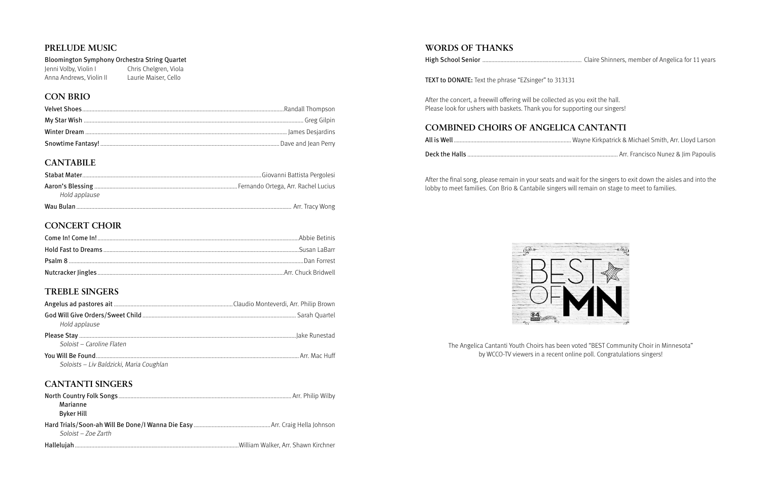## PRELUDE MUSIC

Bloomington Symphony Orchestra String Quartet

Jenni Volby, Violin I
Anna Andrews, Violin II
Chris Chelgren, Viola
Laurie Maiser, Cello

## CON BRIO

Velvet Shoes .......... Randall Thompson

My Star Wish .......... Greg Gilpin

Winter Dream .......... James Desjardins

Snowtime Fantasy! .......... Dave and Jean Perry

## CANTABILE

Stabat Mater .......... Giovanni Battista Pergolesi

Aaron's Blessing .......... Fernando Ortega, Arr. Rachel Lucius
*Hold applause*

Wau Bulan .......... Arr. Tracy Wong

## CONCERT CHOIR

Come In! Come In! .......... Abbie Betinis

Hold Fast to Dreams .......... Susan LaBarr

Psalm 8 .......... Dan Forrest

Nutcracker Jingles .......... Arr. Chuck Bridwell

## TREBLE SINGERS

Angelus ad pastores ait .......... Claudio Monteverdi, Arr. Philip Brown

God Will Give Orders/Sweet Child .......... Sarah Quartel
*Hold applause*

Please Stay .......... Jake Runestad
*Soloist – Caroline Flaten*

You Will Be Found .......... Arr. Mac Huff
*Soloists – Liv Baldzicki, Maria Coughlan*

## CANTANTI SINGERS

North Country Folk Songs .......... Arr. Philip Wilby
Marianne
Byker Hill

Hard Trials/Soon-ah Will Be Done/I Wanna Die Easy .......... Arr. Craig Hella Johnson
*Soloist – Zoe Zarth*

Hallelujah .......... William Walker, Arr. Shawn Kirchner

## WORDS OF THANKS

High School Senior .......... Claire Shinners, member of Angelica for 11 years

TEXT to DONATE: Text the phrase "EZsinger" to 313131

After the concert, a freewill offering will be collected as you exit the hall.
Please look for ushers with baskets. Thank you for supporting our singers!

## COMBINED CHOIRS OF ANGELICA CANTANTI

All is Well .......... Wayne Kirkpatrick & Michael Smith, Arr. Lloyd Larson

Deck the Halls .......... Arr. Francisco Nunez & Jim Papoulis

After the final song, please remain in your seats and wait for the singers to exit down the aisles and into the lobby to meet families. Con Brio & Cantabile singers will remain on stage to meet to families.

BEST OF MN

The Angelica Cantanti Youth Choirs has been voted "BEST Community Choir in Minnesota" by WCCO-TV viewers in a recent online poll. Congratulations singers!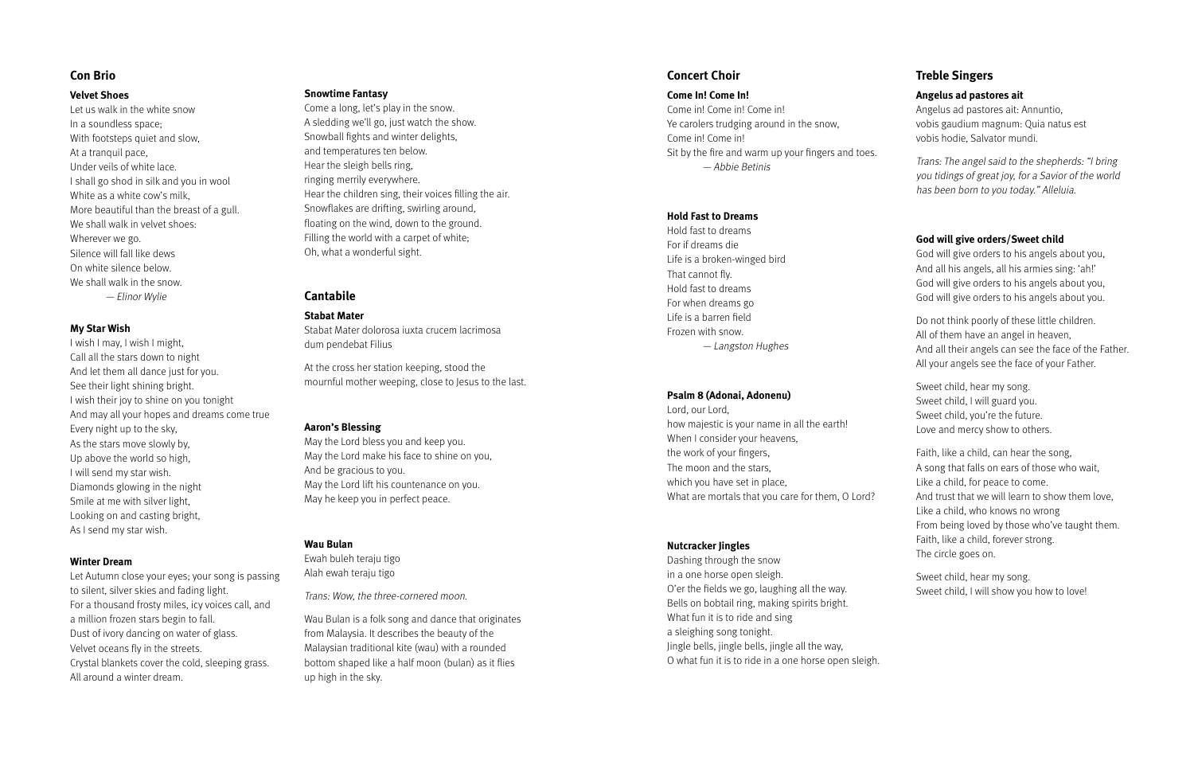## Con Brio

### Velvet Shoes

Let us walk in the white snow
In a soundless space;
With footsteps quiet and slow,
At a tranquil pace,
Under veils of white lace.
I shall go shod in silk and you in wool
White as a white cow's milk,
More beautiful than the breast of a gull.
We shall walk in velvet shoes:
Wherever we go.
Silence will fall like dews
On white silence below.
We shall walk in the snow.

*— Elinor Wylie*

### My Star Wish

I wish I may, I wish I might,
Call all the stars down to night
And let them all dance just for you.
See their light shining bright.
I wish their joy to shine on you tonight
And may all your hopes and dreams come true
Every night up to the sky,
As the stars move slowly by,
Up above the world so high,
I will send my star wish.
Diamonds glowing in the night
Smile at me with silver light,
Looking on and casting bright,
As I send my star wish.

### Winter Dream

Let Autumn close your eyes; your song is passing
to silent, silver skies and fading light.
For a thousand frosty miles, icy voices call, and
a million frozen stars begin to fall.
Dust of ivory dancing on water of glass.
Velvet oceans fly in the streets.
Crystal blankets cover the cold, sleeping grass.
All around a winter dream.

### Snowtime Fantasy

Come a long, let's play in the snow.
A sledding we'll go, just watch the show.
Snowball fights and winter delights,
and temperatures ten below.
Hear the sleigh bells ring,
ringing merrily everywhere.
Hear the children sing, their voices filling the air.
Snowflakes are drifting, swirling around,
floating on the wind, down to the ground.
Filling the world with a carpet of white;
Oh, what a wonderful sight.

## Cantabile

### Stabat Mater

Stabat Mater dolorosa iuxta crucem lacrimosa
dum pendebat Filius

At the cross her station keeping, stood the
mournful mother weeping, close to Jesus to the last.

### Aaron's Blessing

May the Lord bless you and keep you.
May the Lord make his face to shine on you,
And be gracious to you.
May the Lord lift his countenance on you.
May he keep you in perfect peace.

### Wau Bulan

Ewah buleh teraju tigo
Alah ewah teraju tigo

*Trans: Wow, the three-cornered moon.*

Wau Bulan is a folk song and dance that originates from Malaysia. It describes the beauty of the Malaysian traditional kite (wau) with a rounded bottom shaped like a half moon (bulan) as it flies up high in the sky.

## Concert Choir

### Come In! Come In!

Come in! Come in! Come in!
Ye carolers trudging around in the snow,
Come in! Come in!
Sit by the fire and warm up your fingers and toes.

*— Abbie Betinis*

### Hold Fast to Dreams

Hold fast to dreams
For if dreams die
Life is a broken-winged bird
That cannot fly.
Hold fast to dreams
For when dreams go
Life is a barren field
Frozen with snow.

*— Langston Hughes*

### Psalm 8 (Adonai, Adonenu)

Lord, our Lord,
how majestic is your name in all the earth!
When I consider your heavens,
the work of your fingers,
The moon and the stars,
which you have set in place,
What are mortals that you care for them, O Lord?

### Nutcracker Jingles

Dashing through the snow
in a one horse open sleigh.
O'er the fields we go, laughing all the way.
Bells on bobtail ring, making spirits bright.
What fun it is to ride and sing
a sleighing song tonight.
Jingle bells, jingle bells, jingle all the way,
O what fun it is to ride in a one horse open sleigh.

## Treble Singers

### Angelus ad pastores ait

Angelus ad pastores ait: Annuntio,
vobis gaudium magnum: Quia natus est
vobis hodie, Salvator mundi.

*Trans: The angel said to the shepherds: "I bring you tidings of great joy, for a Savior of the world has been born to you today." Alleluia.*

### God will give orders/Sweet child

God will give orders to his angels about you,
And all his angels, all his armies sing: 'ah!'
God will give orders to his angels about you,
God will give orders to his angels about you.

Do not think poorly of these little children.
All of them have an angel in heaven,
And all their angels can see the face of the Father.
All your angels see the face of your Father.

Sweet child, hear my song.
Sweet child, I will guard you.
Sweet child, you're the future.
Love and mercy show to others.

Faith, like a child, can hear the song,
A song that falls on ears of those who wait,
Like a child, for peace to come.
And trust that we will learn to show them love,
Like a child, who knows no wrong
From being loved by those who've taught them.
Faith, like a child, forever strong.
The circle goes on.

Sweet child, hear my song.
Sweet child, I will show you how to love!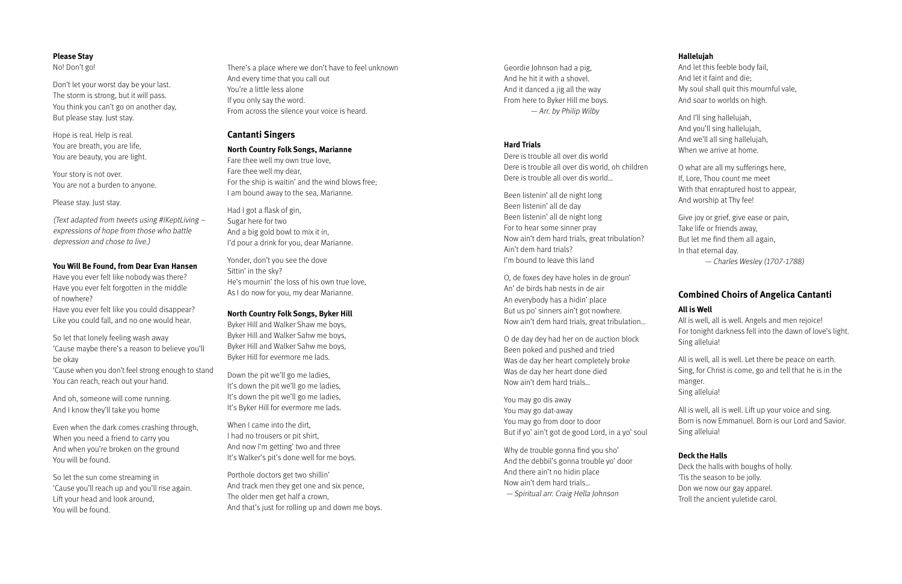**Please Stay**

No! Don't go!

Don't let your worst day be your last.
The storm is strong, but it will pass.
You think you can't go on another day,
But please stay. Just stay.

Hope is real. Help is real.
You are breath, you are life,
You are beauty, you are light.

Your story is not over.
You are not a burden to anyone.

Please stay. Just stay.

*(Text adapted from tweets using #IKeptLiving – expressions of hope from those who battle depression and chose to live.)*

**You Will Be Found, from Dear Evan Hansen**

Have you ever felt like nobody was there?
Have you ever felt forgotten in the middle of nowhere?
Have you ever felt like you could disappear?
Like you could fall, and no one would hear.

So let that lonely feeling wash away
'Cause maybe there's a reason to believe you'll be okay
'Cause when you don't feel strong enough to stand
You can reach, reach out your hand.

And oh, someone will come running.
And I know they'll take you home

Even when the dark comes crashing through,
When you need a friend to carry you
And when you're broken on the ground
You will be found.

So let the sun come streaming in
'Cause you'll reach up and you'll rise again.
Lift your head and look around,
You will be found.

There's a place where we don't have to feel unknown
And every time that you call out
You're a little less alone
If you only say the word.
From across the silence your voice is heard.

## Cantanti Singers

**North Country Folk Songs, Marianne**

Fare thee well my own true love,
Fare thee well my dear,
For the ship is waitin' and the wind blows free;
I am bound away to the sea, Marianne.

Had I got a flask of gin,
Sugar here for two
And a big gold bowl to mix it in,
I'd pour a drink for you, dear Marianne.

Yonder, don't you see the dove
Sittin' in the sky?
He's mournin' the loss of his own true love,
As I do now for you, my dear Marianne.

**North Country Folk Songs, Byker Hill**

Byker Hill and Walker Shaw me boys,
Byker Hill and Walker Sahw me boys,
Byker Hill and Walker Sahw me boys,
Byker Hill for evermore me lads.

Down the pit we'll go me ladies,
It's down the pit we'll go me ladies,
It's down the pit we'll go me ladies,
It's Byker Hill for evermore me lads.

When I came into the dirt,
I had no trousers or pit shirt,
And now I'm getting' two and three
It's Walker's pit's done well for me boys.

Porthole doctors get two shillin'
And track men they get one and six pence,
The older men get half a crown,
And that's just for rolling up and down me boys.

Geordie Johnson had a pig,
And he hit it with a shovel.
And it danced a jig all the way
From here to Byker Hill me boys.

— *Arr. by Philip Wilby*

**Hard Trials**

Dere is trouble all over dis world
Dere is trouble all over dis world, oh children
Dere is trouble all over dis world...

Been listenin' all de night long
Been listenin' all de day
Been listenin' all de night long
For to hear some sinner pray
Now ain't dem hard trials, great tribulation?
Ain't dem hard trials?
I'm bound to leave this land

O, de foxes dey have holes in de groun'
An' de birds hab nests in de air
An everybody has a hidin' place
But us po' sinners ain't got nowhere.
Now ain't dem hard trials, great tribulation...

O de day dey had her on de auction block
Been poked and pushed and tried
Was de day her heart completely broke
Was de day her heart done died
Now ain't dem hard trials...

You may go dis away
You may go dat-away
You may go from door to door
But if yo' ain't got de good Lord, in a yo' soul

Why de trouble gonna find you sho'
And de debbil's gonna trouble yo' door
And there ain't no hidin place
Now ain't dem hard trials...

— *Spiritual arr. Craig Hella Johnson*

**Hallelujah**

And let this feeble body fail,
And let it faint and die;
My soul shall quit this mournful vale,
And soar to worlds on high.

And I'll sing hallelujah,
And you'll sing hallelujah,
And we'll all sing hallelujah,
When we arrive at home.

O what are all my sufferings here,
If, Lore, Thou count me meet
With that enraptured host to appear,
And worship at Thy fee!

Give joy or grief, give ease or pain,
Take life or friends away,
But let me find them all again,
In that eternal day.

— *Charles Wesley (1707-1788)*

## Combined Choirs of Angelica Cantanti

**All is Well**

All is well, all is well. Angels and men rejoice!
For tonight darkness fell into the dawn of love's light.
Sing alleluia!

All is well, all is well. Let there be peace on earth.
Sing, for Christ is come, go and tell that he is in the manger.
Sing alleluia!

All is well, all is well. Lift up your voice and sing.
Born is now Emmanuel. Born is our Lord and Savior.
Sing alleluia!

**Deck the Halls**

Deck the halls with boughs of holly.
'Tis the season to be jolly.
Don we now our gay apparel.
Troll the ancient yuletide carol.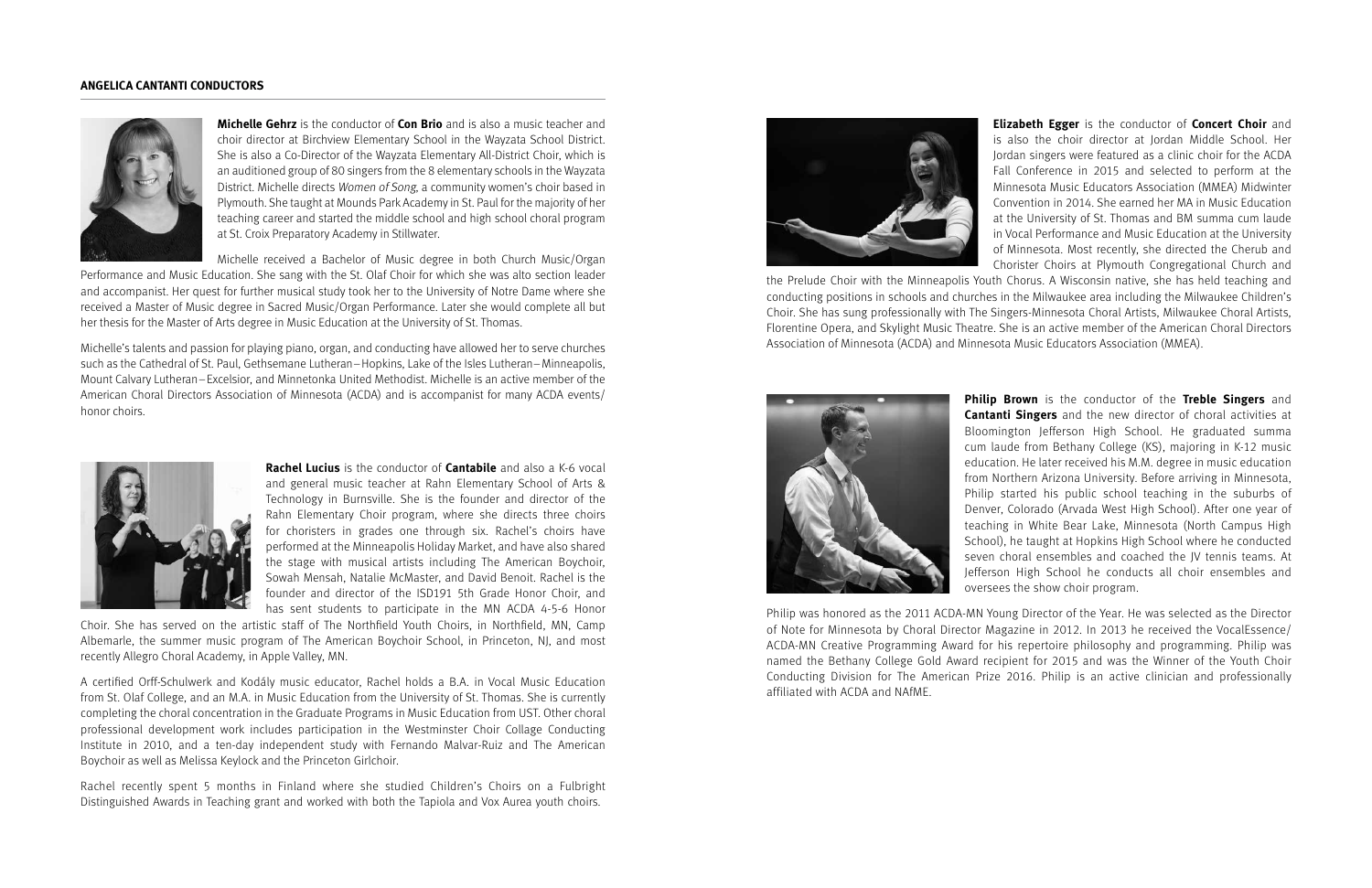## ANGELICA CANTANTI CONDUCTORS

**Michelle Gehrz** is the conductor of **Con Brio** and is also a music teacher and choir director at Birchview Elementary School in the Wayzata School District. She is also a Co-Director of the Wayzata Elementary All-District Choir, which is an auditioned group of 80 singers from the 8 elementary schools in the Wayzata District. Michelle directs *Women of Song*, a community women's choir based in Plymouth. She taught at Mounds Park Academy in St. Paul for the majority of her teaching career and started the middle school and high school choral program at St. Croix Preparatory Academy in Stillwater.

Michelle received a Bachelor of Music degree in both Church Music/Organ Performance and Music Education. She sang with the St. Olaf Choir for which she was alto section leader and accompanist. Her quest for further musical study took her to the University of Notre Dame where she received a Master of Music degree in Sacred Music/Organ Performance. Later she would complete all but her thesis for the Master of Arts degree in Music Education at the University of St. Thomas.

Michelle's talents and passion for playing piano, organ, and conducting have allowed her to serve churches such as the Cathedral of St. Paul, Gethsemane Lutheran – Hopkins, Lake of the Isles Lutheran – Minneapolis, Mount Calvary Lutheran – Excelsior, and Minnetonka United Methodist. Michelle is an active member of the American Choral Directors Association of Minnesota (ACDA) and is accompanist for many ACDA events/ honor choirs.

**Rachel Lucius** is the conductor of **Cantabile** and also a K-6 vocal and general music teacher at Rahn Elementary School of Arts & Technology in Burnsville. She is the founder and director of the Rahn Elementary Choir program, where she directs three choirs for choristers in grades one through six. Rachel's choirs have performed at the Minneapolis Holiday Market, and have also shared the stage with musical artists including The American Boychoir, Sowah Mensah, Natalie McMaster, and David Benoit. Rachel is the founder and director of the ISD191 5th Grade Honor Choir, and has sent students to participate in the MN ACDA 4-5-6 Honor Choir. She has served on the artistic staff of The Northfield Youth Choirs, in Northfield, MN, Camp Albemarle, the summer music program of The American Boychoir School, in Princeton, NJ, and most recently Allegro Choral Academy, in Apple Valley, MN.

A certified Orff-Schulwerk and Kodály music educator, Rachel holds a B.A. in Vocal Music Education from St. Olaf College, and an M.A. in Music Education from the University of St. Thomas. She is currently completing the choral concentration in the Graduate Programs in Music Education from UST. Other choral professional development work includes participation in the Westminster Choir Collage Conducting Institute in 2010, and a ten-day independent study with Fernando Malvar-Ruiz and The American Boychoir as well as Melissa Keylock and the Princeton Girlchoir.

Rachel recently spent 5 months in Finland where she studied Children's Choirs on a Fulbright Distinguished Awards in Teaching grant and worked with both the Tapiola and Vox Aurea youth choirs.

**Elizabeth Egger** is the conductor of **Concert Choir** and is also the choir director at Jordan Middle School. Her Jordan singers were featured as a clinic choir for the ACDA Fall Conference in 2015 and selected to perform at the Minnesota Music Educators Association (MMEA) Midwinter Convention in 2014. She earned her MA in Music Education at the University of St. Thomas and BM summa cum laude in Vocal Performance and Music Education at the University of Minnesota. Most recently, she directed the Cherub and Chorister Choirs at Plymouth Congregational Church and the Prelude Choir with the Minneapolis Youth Chorus. A Wisconsin native, she has held teaching and conducting positions in schools and churches in the Milwaukee area including the Milwaukee Children's Choir. She has sung professionally with The Singers-Minnesota Choral Artists, Milwaukee Choral Artists, Florentine Opera, and Skylight Music Theatre. She is an active member of the American Choral Directors Association of Minnesota (ACDA) and Minnesota Music Educators Association (MMEA).

**Philip Brown** is the conductor of the **Treble Singers** and **Cantanti Singers** and the new director of choral activities at Bloomington Jefferson High School. He graduated summa cum laude from Bethany College (KS), majoring in K-12 music education. He later received his M.M. degree in music education from Northern Arizona University. Before arriving in Minnesota, Philip started his public school teaching in the suburbs of Denver, Colorado (Arvada West High School). After one year of teaching in White Bear Lake, Minnesota (North Campus High School), he taught at Hopkins High School where he conducted seven choral ensembles and coached the JV tennis teams. At Jefferson High School he conducts all choir ensembles and oversees the show choir program.

Philip was honored as the 2011 ACDA-MN Young Director of the Year. He was selected as the Director of Note for Minnesota by Choral Director Magazine in 2012. In 2013 he received the VocalEssence/ ACDA-MN Creative Programming Award for his repertoire philosophy and programming. Philip was named the Bethany College Gold Award recipient for 2015 and was the Winner of the Youth Choir Conducting Division for The American Prize 2016. Philip is an active clinician and professionally affiliated with ACDA and NAfME.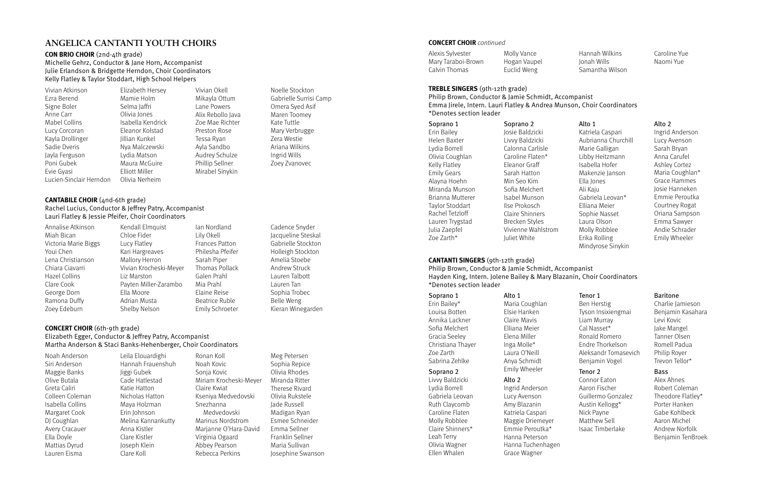# ANGELICA CANTANTI YOUTH CHOIRS

## CON BRIO CHOIR (2nd-4th grade)

Michelle Gehrz, Conductor & Jane Horn, Accompanist
Julie Erlandson & Bridgette Herndon, Choir Coordinators
Kelly Flatley & Taylor Stoddart, High School Helpers

Vivian Atkinson
Ezra Berend
Signe Boler
Anne Carr
Mabel Collins
Lucy Corcoran
Kayla Drollinger
Sadie Dveris
Jayla Ferguson
Poni Gubek
Evie Gyasi
Lucien-Sinclair Herndon
Elizabeth Hersey
Mamie Holm
Selma Jaffri
Olivia Jones
Isabella Kendrick
Eleanor Kolstad
Jillian Kunkel
Nya Malczewski
Lydia Matson
Maura McGuire
Elliott Miller
Olivia Nerheim
Vivian Okell
Mikayla Ottum
Lane Powers
Alix Rebollo Java
Zoe Mae Richter
Preston Rose
Tessa Ryan
Ayla Sandbo
Audrey Schulze
Phillip Sellner
Mirabel Sinykin
Noelle Stockton
Gabrielle Surrisi Camp
Omera Syed Asif
Maren Toomey
Kate Tuttle
Mary Verbrugge
Zera Westie
Ariana Wilkins
Ingrid Wills
Zoey Zvanovec

## CANTABILE CHOIR (4nd-6th grade)

Rachel Lucius, Conductor & Jeffrey Patry, Accompanist
Lauri Flatley & Jessie Pfeifer, Choir Coordinators

Annalise Atkinson
Miah Bican
Victoria Marie Biggs
Youi Chen
Lena Christianson
Chiara Ciavarri
Hazel Collins
Clare Cook
George Dorn
Ramona Duffy
Zoey Edeburn
Kendall Elmquist
Chloe Fider
Lucy Flatley
Kari Hargreaves
Mallory Herron
Vivian Krocheski-Meyer
Liz Marston
Payten Miller-Zarambo
Ella Moore
Adrian Musta
Shelby Nelson
Ian Nordland
Lily Okell
Frances Patton
Philesha Pfeifer
Sarah Piper
Thomas Pollack
Galen Prahl
Mia Prahl
Elaine Reise
Beatrice Ruble
Emily Schroeter
Cadence Snyder
Jacqueline Steskal
Gabrielle Stockton
Holleigh Stockton
Amelia Stoebe
Andrew Struck
Lauren Talbott
Lauren Tan
Sophia Trobec
Belle Weng
Kieran Winegarden

## CONCERT CHOIR (6th-9th grade)

Elizabeth Egger, Conductor & Jeffrey Patry, Accompanist
Martha Anderson & Staci Banks-Hehenberger, Choir Coordinators

Noah Anderson
Siri Anderson
Maggie Banks
Olive Butala
Greta Caliri
Colleen Coleman
Isabella Collins
Margaret Cook
DJ Coughlan
Avery Cracauer
Ella Doyle
Mattias Dyrud
Lauren Eisma
Leila Elouardighi
Hannah Frauenshuh
Jiggi Gubek
Cade Hatlestad
Katie Hatton
Nicholas Hatton
Maya Holzman
Erin Johnson
Melina Kannankutty
Anna Kistler
Clare Kistler
Joseph Klein
Clare Koll
Ronan Koll
Noah Kovic
Sonja Kovic
Miriam Krocheski-Meyer
Claire Kwiat
Kseniya Medvedovski
Snezhanna Medvedovski
Marinus Nordstrom
Marjanne O'Hara-David
Virginia Ogaard
Abbey Pearson
Rebecca Perkins
Meg Petersen
Sophia Repice
Olivia Rhodes
Miranda Ritter
Therese Rivard
Olivia Rukstele
Jade Russell
Madigan Ryan
Esmee Schneider
Emma Sellner
Franklin Sellner
Maria Sullivan
Josephine Swanson

## CONCERT CHOIR *continued*

Alexis Sylvester
Mary Taraboi-Brown
Calvin Thomas
Molly Vance
Hogan Vaupel
Euclid Weng
Hannah Wilkins
Jonah Wills
Samantha Wilson
Caroline Yue
Naomi Yue

## TREBLE SINGERS (9th-12th grade)

Philip Brown, Conductor & Jamie Schmidt, Accompanist
Emma Jirele, Intern. Lauri Flatley & Andrea Munson, Choir Coordinators
*Denotes section leader

### Soprano 1
Erin Bailey
Helen Baxter
Lydia Borrell
Olivia Coughlan
Kelly Flatley
Emily Gears
Alayna Hoehn
Miranda Munson
Brianna Mutterer
Taylor Stoddart
Rachel Tetzloff
Lauren Trygstad
Julia Zaepfel
Zoe Zarth*

### Soprano 2
Josie Baldzicki
Livvy Baldzicki
Calonna Carlisle
Caroline Flaten*
Eleanor Graff
Sarah Hatton
Min Seo Kim
Sofia Melchert
Isabel Munson
Ilse Prokosch
Claire Shinners
Brecken Styles
Vivienne Wahlstrom
Juliet White

### Alto 1
Katriela Caspari
Aubrianna Churchill
Marie Galligan
Libby Heitzmann
Isabella Hofer
Makenzie Janson
Ella Jones
Ali Kaju
Gabriela Leovan*
Elliana Meier
Sophie Nasset
Laura Olson
Molly Robblee
Erika Rolling
Mindyrose Sinykin

### Alto 2
Ingrid Anderson
Lucy Avenson
Sarah Bryan
Anna Carufel
Ashley Cortez
Maria Coughlan*
Grace Hammes
Josie Hanneken
Emmie Peroutka
Courtney Rogat
Oriana Sampson
Emma Sawyer
Andie Schrader
Emily Wheeler

## CANTANTI SINGERS (9th-12th grade)

Philip Brown, Conductor & Jamie Schmidt, Accompanist
Hayden King, Intern. Jolene Bailey & Mary Blazanin, Choir Coordinators
*Denotes section leader

### Soprano 1
Erin Bailey*
Louisa Botten
Annika Lackner
Sofia Melchert
Gracia Seeley
Christiana Thayer
Zoe Zarth
Sabrina Zehlke

### Soprano 2
Livvy Baldzicki
Lydia Borrell
Gabriela Leovan
Ruth Claycomb
Caroline Flaten
Molly Robblee
Claire Shinners*
Leah Terry
Olivia Wagner
Ellen Whalen

### Alto 1
Maria Coughlan
Elsie Hanken
Claire Mavis
Elliana Meier
Elena Miller
Inga Molle*
Laura O'Neill
Anya Schmidt
Emily Wheeler

### Alto 2
Ingrid Anderson
Lucy Avenson
Amy Blazanin
Katriela Caspari
Maggie Driemeyer
Emmie Peroutka*
Hanna Peterson
Hanna Tuchenhagen
Grace Wagner

### Tenor 1
Ben Herstig
Tyson Insixiengmai
Liam Murray
Cal Nasset*
Ronald Romero
Endre Thorkelson
Aleksandr Tomasevich
Benjamin Vogel

### Tenor 2
Connor Eaton
Aaron Fischer
Guillermo Gonzalez
Austin Kellogg*
Nick Payne
Matthew Sell
Isaac Timberlake

### Baritone
Charlie Jamieson
Benjamin Kasahara
Levi Kovic
Jake Mangel
Tanner Olsen
Romell Padua
Philip Royer
Trevon Tellor*

### Bass
Alex Ahnes
Robert Coleman
Theodore Flatley*
Porter Hanken
Gabe Kohlbeck
Aaron Michel
Andrew Norfolk
Benjamin TenBroek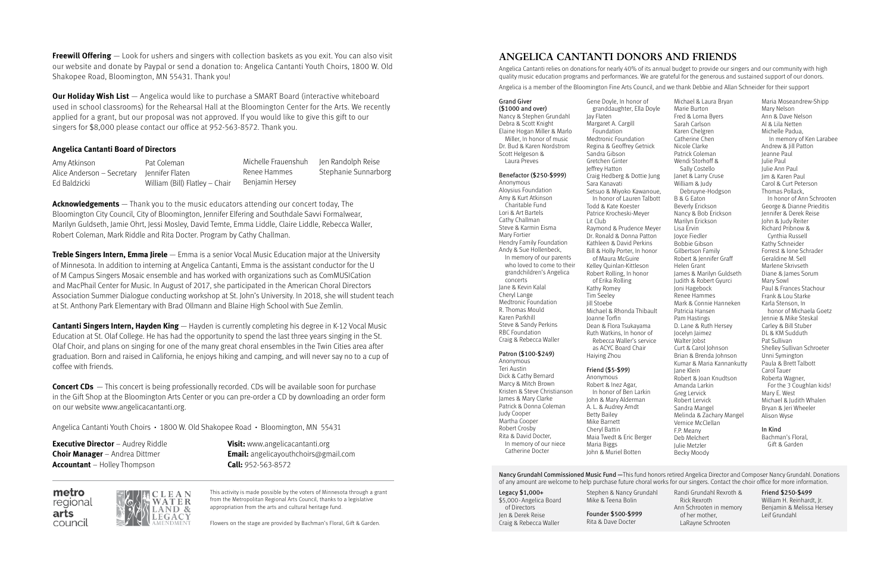**Freewill Offering** — Look for ushers and singers with collection baskets as you exit. You can also visit our website and donate by Paypal or send a donation to: Angelica Cantanti Youth Choirs, 1800 W. Old Shakopee Road, Bloomington, MN 55431. Thank you!

**Our Holiday Wish List** — Angelica would like to purchase a SMART Board (interactive whiteboard used in school classrooms) for the Rehearsal Hall at the Bloomington Center for the Arts. We recently applied for a grant, but our proposal was not approved. If you would like to give this gift to our singers for $8,000 please contact our office at 952-563-8572. Thank you.

### Angelica Cantanti Board of Directors

Amy Atkinson
Alice Anderson – Secretary
Ed Baldzicki
Pat Coleman
Jennifer Flaten
William (Bill) Flatley – Chair
Michelle Frauenshuh
Renee Hammes
Benjamin Hersey
Jen Randolph Reise
Stephanie Sunnarborg

**Acknowledgements** — Thank you to the music educators attending our concert today, The Bloomington City Council, City of Bloomington, Jennifer Elfering and Southdale Savvi Formalwear, Marilyn Guldseth, Jamie Ohrt, Jessi Mosley, David Temte, Emma Liddle, Claire Liddle, Rebecca Waller, Robert Coleman, Mark Riddle and Rita Docter. Program by Cathy Challman.

**Treble Singers Intern, Emma Jirele** — Emma is a senior Vocal Music Education major at the University of Minnesota. In addition to interning at Angelica Cantanti, Emma is the assistant conductor for the U of M Campus Singers Mosaic ensemble and has worked with organizations such as ComMUSICation and MacPhail Center for Music. In August of 2017, she participated in the American Choral Directors Association Summer Dialogue conducting workshop at St. John's University. In 2018, she will student teach at St. Anthony Park Elementary with Brad Ollmann and Blaine High School with Sue Zemlin.

**Cantanti Singers Intern, Hayden King** — Hayden is currently completing his degree in K-12 Vocal Music Education at St. Olaf College. He has had the opportunity to spend the last three years singing in the St. Olaf Choir, and plans on singing for one of the many great choral ensembles in the Twin Cities area after graduation. Born and raised in California, he enjoys hiking and camping, and will never say no to a cup of coffee with friends.

**Concert CDs** — This concert is being professionally recorded. CDs will be available soon for purchase in the Gift Shop at the Bloomington Arts Center or you can pre-order a CD by downloading an order form on our website www.angelicacantanti.org.

Angelica Cantanti Youth Choirs • 1800 W. Old Shakopee Road • Bloomington, MN 55431

**Executive Director** – Audrey Riddle
**Choir Manager** – Andrea Dittmer
**Accountant** – Holley Thompson

**Visit:** www.angelicacantanti.org
**Email:** angelicayouthchoirs@gmail.com
**Call:** 952-563-8572

This activity is made possible by the voters of Minnesota through a grant from the Metropolitan Regional Arts Council, thanks to a legislative appropriation from the arts and cultural heritage fund.

Flowers on the stage are provided by Bachman's Floral, Gift & Garden.

## ANGELICA CANTANTI DONORS AND FRIENDS

Angelica Cantanti relies on donations for nearly 40% of its annual budget to provide our singers and our community with high quality music education programs and performances. We are grateful for the generous and sustained support of our donors.

Angelica is a member of the Bloomington Fine Arts Council, and we thank Debbie and Allan Schneider for their support

**Grand Giver ($1000 and over)**
Nancy & Stephen Grundahl
Debra & Scott Knight
Elaine Hogan Miller & Marlo Miller, In honor of music
Dr. Bud & Karen Nordstrom
Scott Helgeson & Laura Preves

**Benefactor ($250-$999)**
Anonymous
Aloysius Foundation
Amy & Kurt Atkinson Charitable Fund
Lori & Art Bartels
Cathy Challman
Steve & Karmin Eisma
Mary Fortier
Hendry Family Foundation
Andy & Sue Hollenbeck, In memory of our parents who loved to come to their grandchildren's Angelica concerts
Jane & Kevin Kalal
Cheryl Lange
Medtronic Foundation
R. Thomas Mould
Karen Parkhill
Steve & Sandy Perkins
RBC Foundation
Craig & Rebecca Waller

**Patron ($100-$249)**
Anonymous
Teri Austin
Dick & Cathy Bernard
Marcy & Mitch Brown
Kristen & Steve Christianson
James & Mary Clarke
Patrick & Donna Coleman
Judy Cooper
Martha Cooper
Robert Crosby
Rita & David Docter, In memory of our niece Catherine Docter
Gene Doyle, In honor of granddaughter, Ella Doyle
Jay Flaten
Margaret A. Cargill Foundation
Medtronic Foundation
Regina & Geoffrey Getnick
Sandra Gibson
Gretchen Ginter
Jeffrey Hatton
Craig Hedberg & Dottie Jung
Sara Kanavati
Setsuo & Miyoko Kawanoue, In honor of Lauren Talbott
Todd & Kate Koester
Patrice Krocheski-Meyer
Lit Club
Raymond & Prudence Meyer
Dr. Ronald & Donna Patton
Kathleen & David Perkins
Kelley Quinlan-Kittleson
Bill & Holly Porter, In honor of Maura McGuire
Robert Rolling, In honor of Erika Rolling
Kathy Romey
Tim Seeley
Jill Stoebe
Michael & Rhonda Thibault
Joanne Torfin
Dean & Flora Tsukayama
Ruth Watkins, In honor of Rebecca Waller's service as ACYC Board Chair
Haiying Zhou

**Friend ($5-$99)**
Anonymous
Robert & Inez Agar, In honor of Ben Larkin
John & Mary Alderman
A. L. & Audrey Arndt
Betty Bailey
Mike Barnett
Cheryl Battin
Maia Twedt & Eric Berger
Maria Biggs
John & Muriel Botten
Michael & Laura Bryan
Marie Burton
Fred & Lorna Byers
Sarah Carlson
Karen Chelgren
Catherine Chen
Nicole Clarke
Patrick Coleman
Wendi Storhoff & Sally Costello
Janet & Larry Cruse
William & Judy Debruyne-Hodgson
B & G Eaton
Beverly Erickson
Nancy & Bob Erickson
Marilyn Erickson
Lisa Ervin
Joyce Fiedler
Bobbie Gibson
Gilbertson Family
Robert & Jennifer Graff
Helen Grant
James & Marilyn Guldseth
Judith & Robert Gyurci
Joni Hagebock
Renee Hammes
Mark & Connie Hanneken
Patricia Hansen
Pam Hastings
D. Lane & Ruth Hersey
Jocelyn Jaimez
Walter Jobst
Curt & Carol Johnson
Brian & Brenda Johnson
Kumar & Maria Kannankutty
Jane Klein
Robert & Joan Knudtson
Amanda Larkin
Greg Lervick
Robert Lervick
Sandra Mangel
Melinda & Zachary Mangel
Vernice McClellan
F.P. Meany
Deb Melchert
Julie Metzler
Becky Moody
Maria Moseandrew-Shipp
Mary Nelson
Ann & Dave Nelson
Al & Lila Netten
Michelle Padua, In memory of Ken Larabee
Andrew & Jill Patton
Jeanne Paul
Julie Paul
Julie Ann Paul
Jim & Karen Paul
Carol & Curt Peterson
Thomas Pollack, In honor of Ann Schrooten
George & Dianne Prieditis
Jennifer & Derek Reise
John & Judy Reiter
Richard Pribnow & Cynthia Russell
Kathy Schneider
Forrest & Ione Schrader
Geraldine M. Sell
Marlene Skrivseth
Diane & James Sorum
Mary Sowl
Paul & Frances Stachour
Frank & Lou Starke
Karla Stenson, In honor of Michaela Goetz
Jennie & Mike Steskal
Carley & Bill Stuber
DL & KM Sudduth
Pat Sullivan
Shelley Sullivan Schroeter
Unni Symington
Paula & Brett Talbott
Carol Tauer
Roberta Wagner, For the 3 Coughlan kids!
Mary E. West
Michael & Judith Whalen
Bryan & Jeri Wheeler
Alison Wyse

**In Kind**
Bachman's Floral, Gift & Garden

Nancy Grundahl Commissioned Music Fund —This fund honors retired Angelica Director and Composer Nancy Grundahl. Donations of any amount are welcome to help purchase future choral works for our singers. Contact the choir office for more information.

**Legacy $1,000+**
$5,000- Angelica Board of Directors
Jen & Derek Reise
Craig & Rebecca Waller
Stephen & Nancy Grundahl
Mike & Teena Bolin

**Founder $500-$999**
Rita & Dave Docter
Randi Grundahl Rexroth & Rick Rexroth
Ann Schrooten in memory of her mother, LaRayne Schrooten

**Friend $250-$499**
William H. Reinhardt, Jr.
Benjamin & Melissa Hersey
Leif Grundahl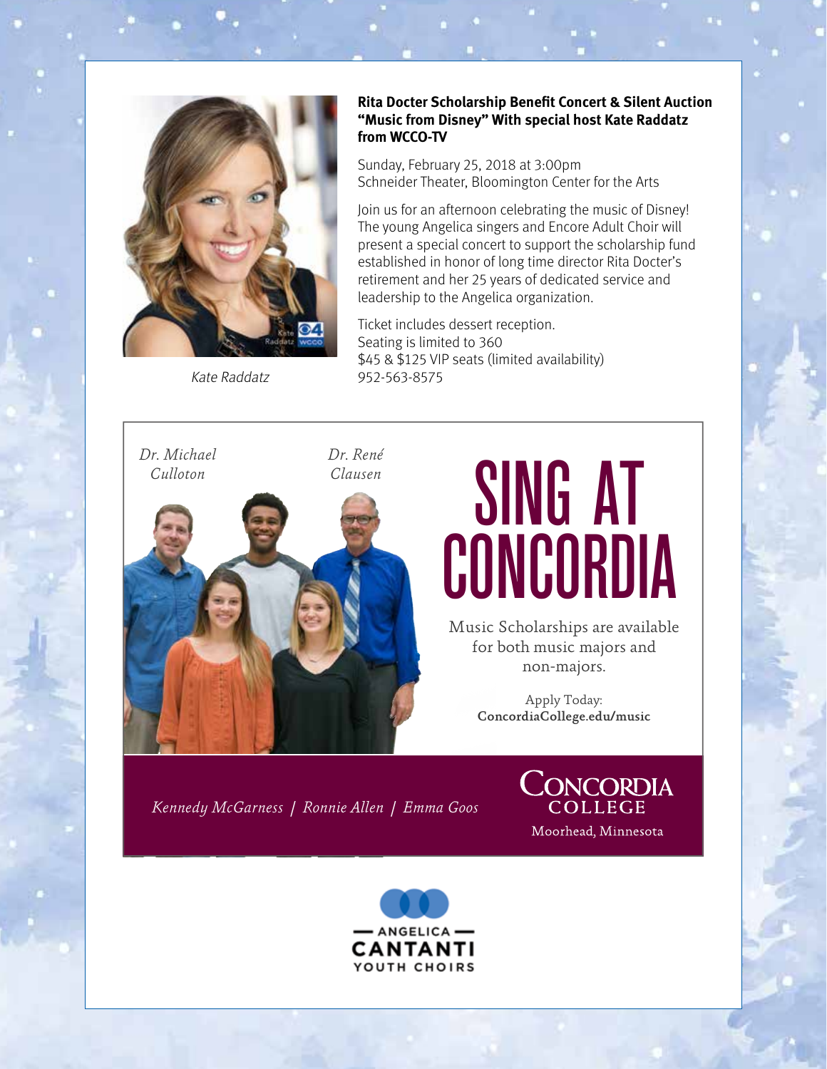Kate Raddatz

**Rita Docter Scholarship Benefit Concert & Silent Auction "Music from Disney" With special host Kate Raddatz from WCCO-TV**

Sunday, February 25, 2018 at 3:00pm
Schneider Theater, Bloomington Center for the Arts

Join us for an afternoon celebrating the music of Disney! The young Angelica singers and Encore Adult Choir will present a special concert to support the scholarship fund established in honor of long time director Rita Docter's retirement and her 25 years of dedicated service and leadership to the Angelica organization.

Ticket includes dessert reception.
Seating is limited to 360
$45 & $125 VIP seats (limited availability)
952-563-8575

*Dr. Michael Culloton*

*Dr. René Clausen*

# SING AT CONCORDIA

Music Scholarships are available for both music majors and non-majors.

Apply Today:
**ConcordiaCollege.edu/music**

*Kennedy McGarness | Ronnie Allen | Emma Goos*

CONCORDIA COLLEGE
Moorhead, Minnesota

ANGELICA CANTANTI YOUTH CHOIRS